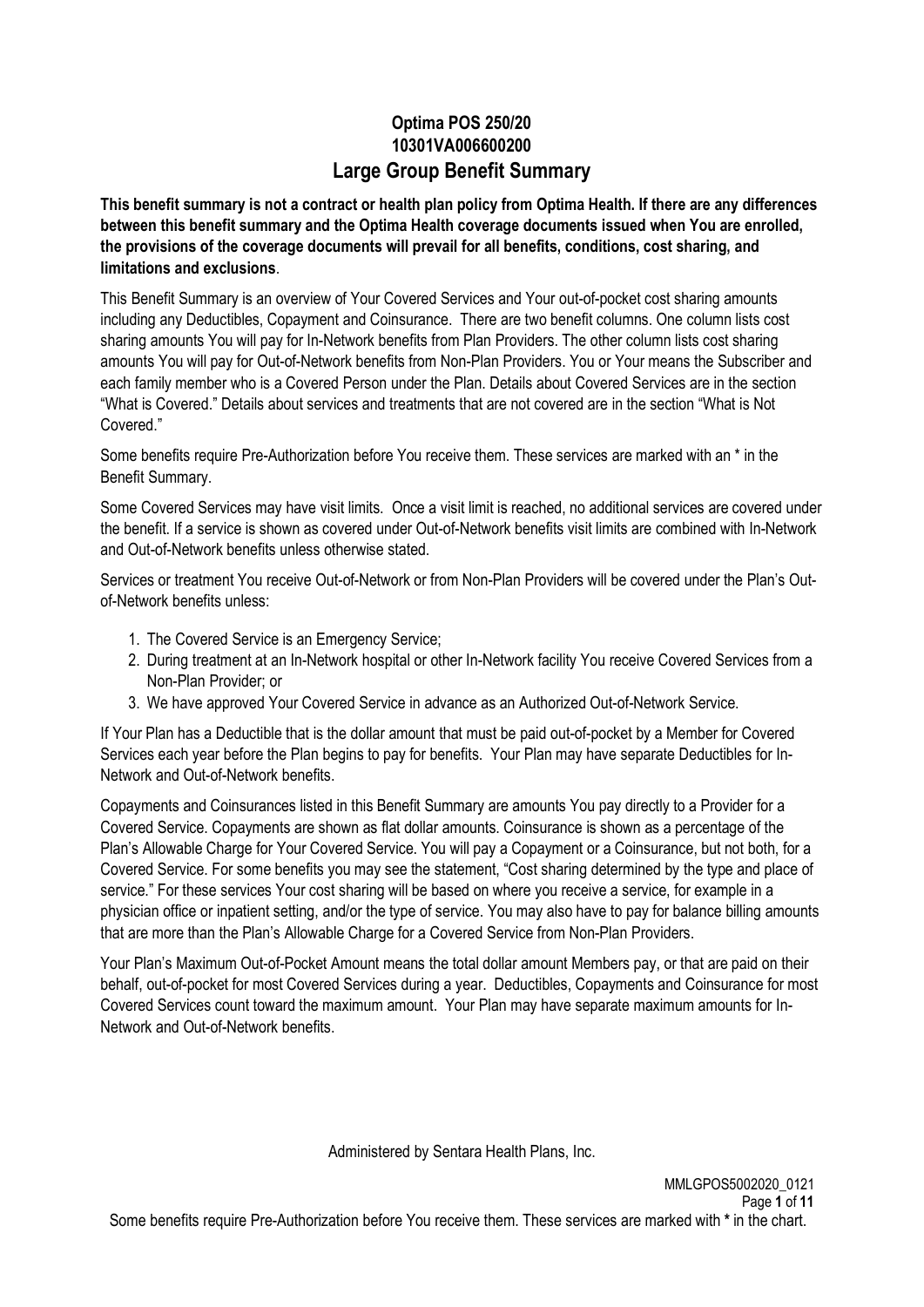# Optima POS 250/20

# 10301VA006600200

# Large Group Benefit Summary

**This benefit summary is not a contract or health plan policy from Optima Health. If there are any differences between this benefit summary and the Optima Health coverage documents issued when You are enrolled, the provisions of the coverage documents will prevail for all benefits, conditions, cost sharing, and limitations and exclusions**.

This Benefit Summary is an overview of Your Covered Services and Your out-of-pocket cost sharing amounts including any Deductibles, Copayment and Coinsurance. There are two benefit columns. One column lists cost sharing amounts You will pay for In-Network benefits from Plan Providers. The other column lists cost sharing amounts You will pay for Out-of-Network benefits from Non-Plan Providers. You or Your means the Subscriber and each family member who is a Covered Person under the Plan. Details about Covered Services are in the section "What is Covered." Details about services and treatments that are not covered are in the section "What is Not Covered."

Some benefits require Pre-Authorization before You receive them. These services are marked with an * in the Benefit Summary.

Some Covered Services may have visit limits. Once a visit limit is reached, no additional services are covered under the benefit. If a service is shown as covered under Out-of-Network benefits visit limits are combined with In-Network and Out-of-Network benefits unless otherwise stated.

Services or treatment You receive Out-of-Network or from Non-Plan Providers will be covered under the Plan's Out-of-Network benefits unless:

1. The Covered Service is an Emergency Service;
2. During treatment at an In-Network hospital or other In-Network facility You receive Covered Services from a Non-Plan Provider; or
3. We have approved Your Covered Service in advance as an Authorized Out-of-Network Service.

If Your Plan has a Deductible that is the dollar amount that must be paid out-of-pocket by a Member for Covered Services each year before the Plan begins to pay for benefits. Your Plan may have separate Deductibles for In-Network and Out-of-Network benefits.

Copayments and Coinsurances listed in this Benefit Summary are amounts You pay directly to a Provider for a Covered Service. Copayments are shown as flat dollar amounts. Coinsurance is shown as a percentage of the Plan's Allowable Charge for Your Covered Service. You will pay a Copayment or a Coinsurance, but not both, for a Covered Service. For some benefits you may see the statement, "Cost sharing determined by the type and place of service." For these services Your cost sharing will be based on where you receive a service, for example in a physician office or inpatient setting, and/or the type of service. You may also have to pay for balance billing amounts that are more than the Plan's Allowable Charge for a Covered Service from Non-Plan Providers.

Your Plan's Maximum Out-of-Pocket Amount means the total dollar amount Members pay, or that are paid on their behalf, out-of-pocket for most Covered Services during a year. Deductibles, Copayments and Coinsurance for most Covered Services count toward the maximum amount. Your Plan may have separate maximum amounts for In-Network and Out-of-Network benefits.

Administered by Sentara Health Plans, Inc.

MMLGPOS5002020_0121

Some benefits require Pre-Authorization before You receive them. These services are marked with * in the chart.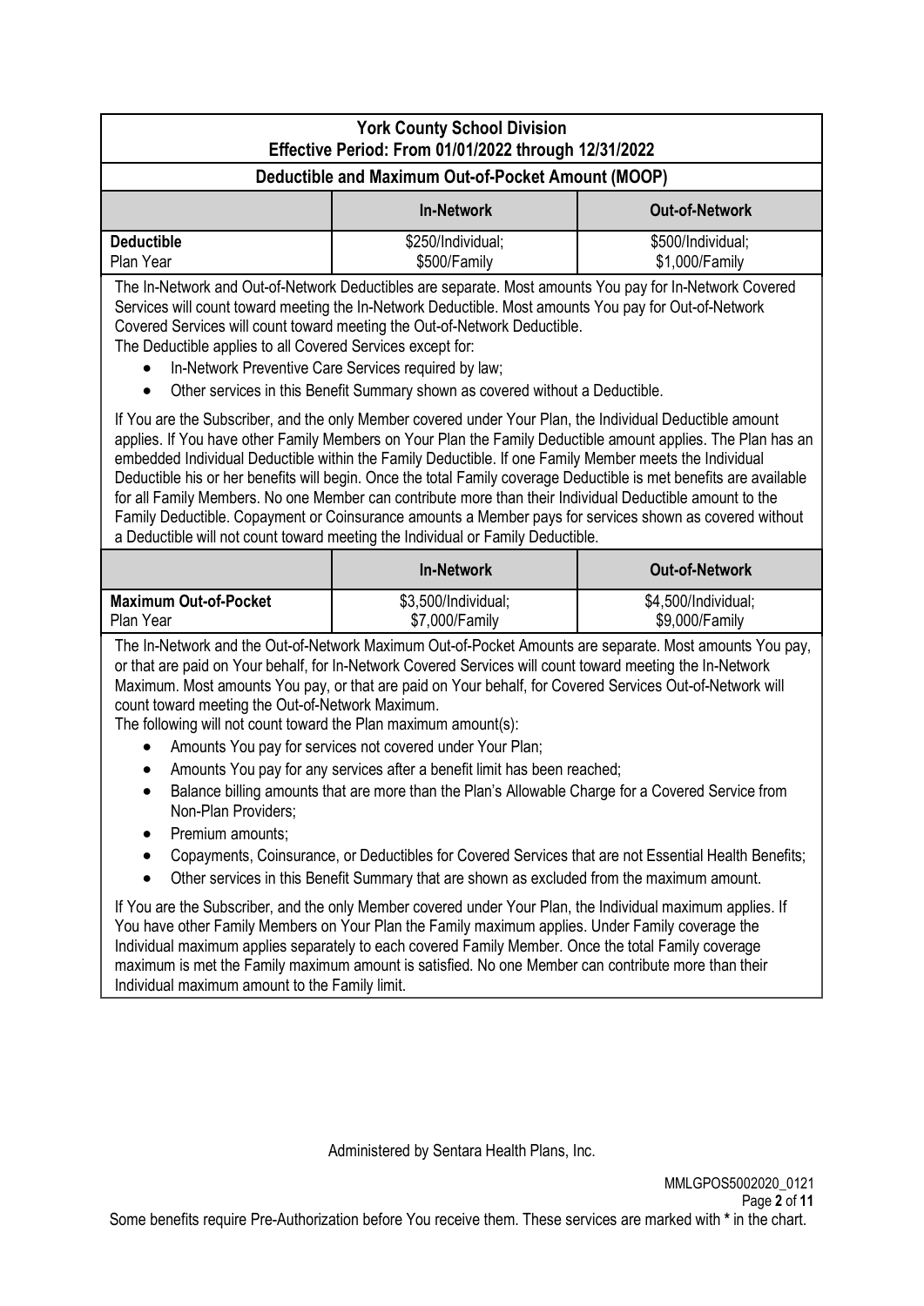## York County School Division
### Effective Period: From 01/01/2022 through 12/31/2022

### Deductible and Maximum Out-of-Pocket Amount (MOOP)

| | In-Network | Out-of-Network |
|---|---|---|
| **Deductible** Plan Year | $250/Individual; $500/Family | $500/Individual; $1,000/Family |

The In-Network and Out-of-Network Deductibles are separate. Most amounts You pay for In-Network Covered Services will count toward meeting the In-Network Deductible. Most amounts You pay for Out-of-Network Covered Services will count toward meeting the Out-of-Network Deductible.

The Deductible applies to all Covered Services except for:

- In-Network Preventive Care Services required by law;
- Other services in this Benefit Summary shown as covered without a Deductible.

If You are the Subscriber, and the only Member covered under Your Plan, the Individual Deductible amount applies. If You have other Family Members on Your Plan the Family Deductible amount applies. The Plan has an embedded Individual Deductible within the Family Deductible. If one Family Member meets the Individual Deductible his or her benefits will begin. Once the total Family coverage Deductible is met benefits are available for all Family Members. No one Member can contribute more than their Individual Deductible amount to the Family Deductible. Copayment or Coinsurance amounts a Member pays for services shown as covered without a Deductible will not count toward meeting the Individual or Family Deductible.

| | In-Network | Out-of-Network |
|---|---|---|
| **Maximum Out-of-Pocket** Plan Year | $3,500/Individual; $7,000/Family | $4,500/Individual; $9,000/Family |

The In-Network and the Out-of-Network Maximum Out-of-Pocket Amounts are separate. Most amounts You pay, or that are paid on Your behalf, for In-Network Covered Services will count toward meeting the In-Network Maximum. Most amounts You pay, or that are paid on Your behalf, for Covered Services Out-of-Network will count toward meeting the Out-of-Network Maximum.

The following will not count toward the Plan maximum amount(s):

- Amounts You pay for services not covered under Your Plan;
- Amounts You pay for any services after a benefit limit has been reached;
- Balance billing amounts that are more than the Plan's Allowable Charge for a Covered Service from Non-Plan Providers;
- Premium amounts;
- Copayments, Coinsurance, or Deductibles for Covered Services that are not Essential Health Benefits;
- Other services in this Benefit Summary that are shown as excluded from the maximum amount.

If You are the Subscriber, and the only Member covered under Your Plan, the Individual maximum applies. If You have other Family Members on Your Plan the Family maximum applies. Under Family coverage the Individual maximum applies separately to each covered Family Member. Once the total Family coverage maximum is met the Family maximum amount is satisfied. No one Member can contribute more than their Individual maximum amount to the Family limit.

Administered by Sentara Health Plans, Inc.

MMLGPOS5002020_0121

Some benefits require Pre-Authorization before You receive them. These services are marked with * in the chart.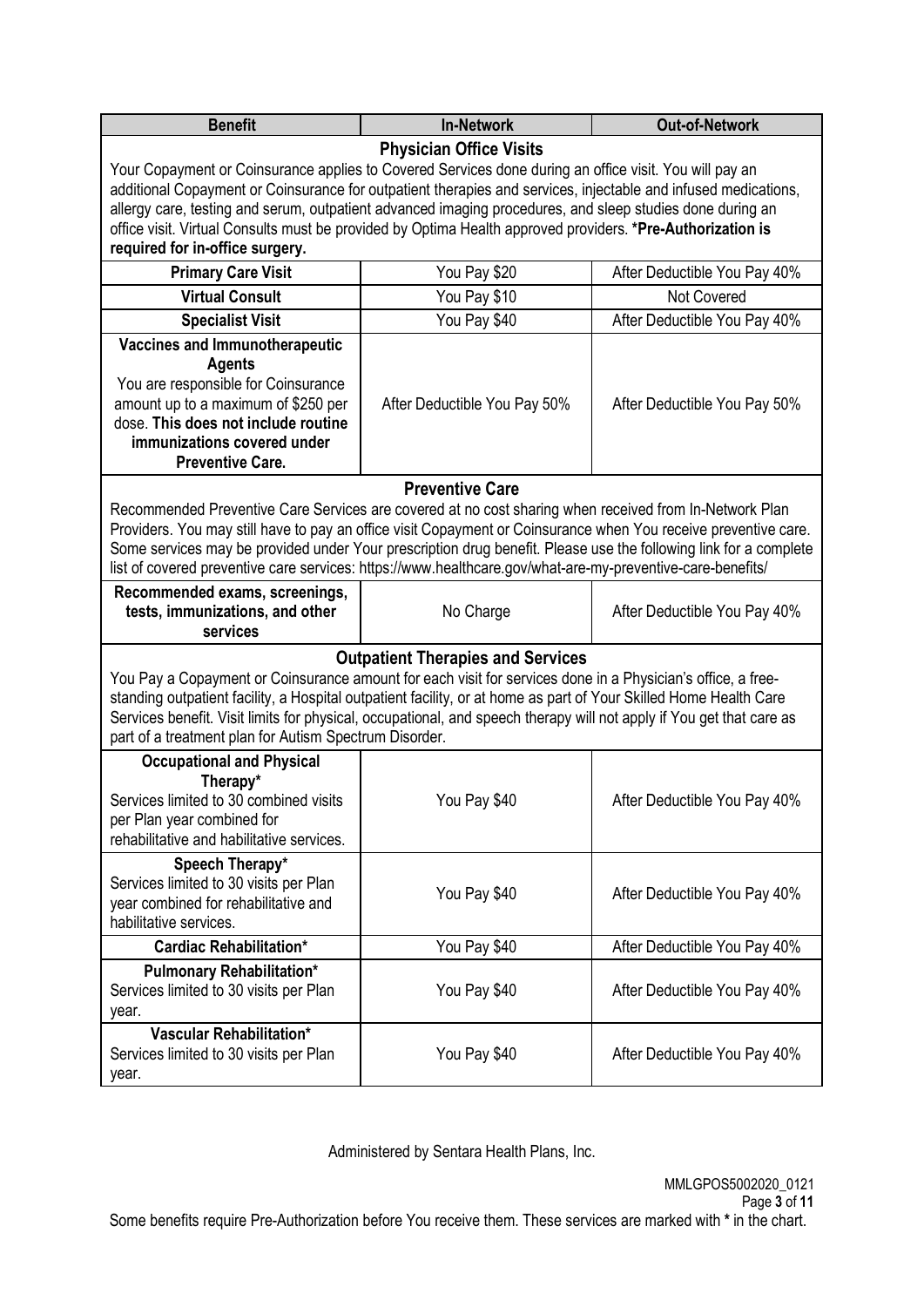| Benefit | In-Network | Out-of-Network |
|---|---|---|
| **Physician Office Visits**<br>Your Copayment or Coinsurance applies to Covered Services done during an office visit. You will pay an additional Copayment or Coinsurance for outpatient therapies and services, injectable and infused medications, allergy care, testing and serum, outpatient advanced imaging procedures, and sleep studies done during an office visit. Virtual Consults must be provided by Optima Health approved providers. **\*Pre-Authorization is required for in-office surgery.** | | |
| **Primary Care Visit** | You Pay $20 | After Deductible You Pay 40% |
| **Virtual Consult** | You Pay $10 | Not Covered |
| **Specialist Visit** | You Pay $40 | After Deductible You Pay 40% |
| **Vaccines and Immunotherapeutic Agents**<br>You are responsible for Coinsurance amount up to a maximum of $250 per dose. **This does not include routine immunizations covered under Preventive Care.** | After Deductible You Pay 50% | After Deductible You Pay 50% |
| **Preventive Care**<br>Recommended Preventive Care Services are covered at no cost sharing when received from In-Network Plan Providers. You may still have to pay an office visit Copayment or Coinsurance when You receive preventive care. Some services may be provided under Your prescription drug benefit. Please use the following link for a complete list of covered preventive care services: https://www.healthcare.gov/what-are-my-preventive-care-benefits/ | | |
| **Recommended exams, screenings, tests, immunizations, and other services** | No Charge | After Deductible You Pay 40% |
| **Outpatient Therapies and Services**<br>You Pay a Copayment or Coinsurance amount for each visit for services done in a Physician's office, a free-standing outpatient facility, a Hospital outpatient facility, or at home as part of Your Skilled Home Health Care Services benefit. Visit limits for physical, occupational, and speech therapy will not apply if You get that care as part of a treatment plan for Autism Spectrum Disorder. | | |
| **Occupational and Physical Therapy\***<br>Services limited to 30 combined visits per Plan year combined for rehabilitative and habilitative services. | You Pay $40 | After Deductible You Pay 40% |
| **Speech Therapy\***<br>Services limited to 30 visits per Plan year combined for rehabilitative and habilitative services. | You Pay $40 | After Deductible You Pay 40% |
| **Cardiac Rehabilitation\*** | You Pay $40 | After Deductible You Pay 40% |
| **Pulmonary Rehabilitation\***<br>Services limited to 30 visits per Plan year. | You Pay $40 | After Deductible You Pay 40% |
| **Vascular Rehabilitation\***<br>Services limited to 30 visits per Plan year. | You Pay $40 | After Deductible You Pay 40% |

Administered by Sentara Health Plans, Inc.

MMLGPOS5002020_0121

Some benefits require Pre-Authorization before You receive them. These services are marked with **\*** in the chart.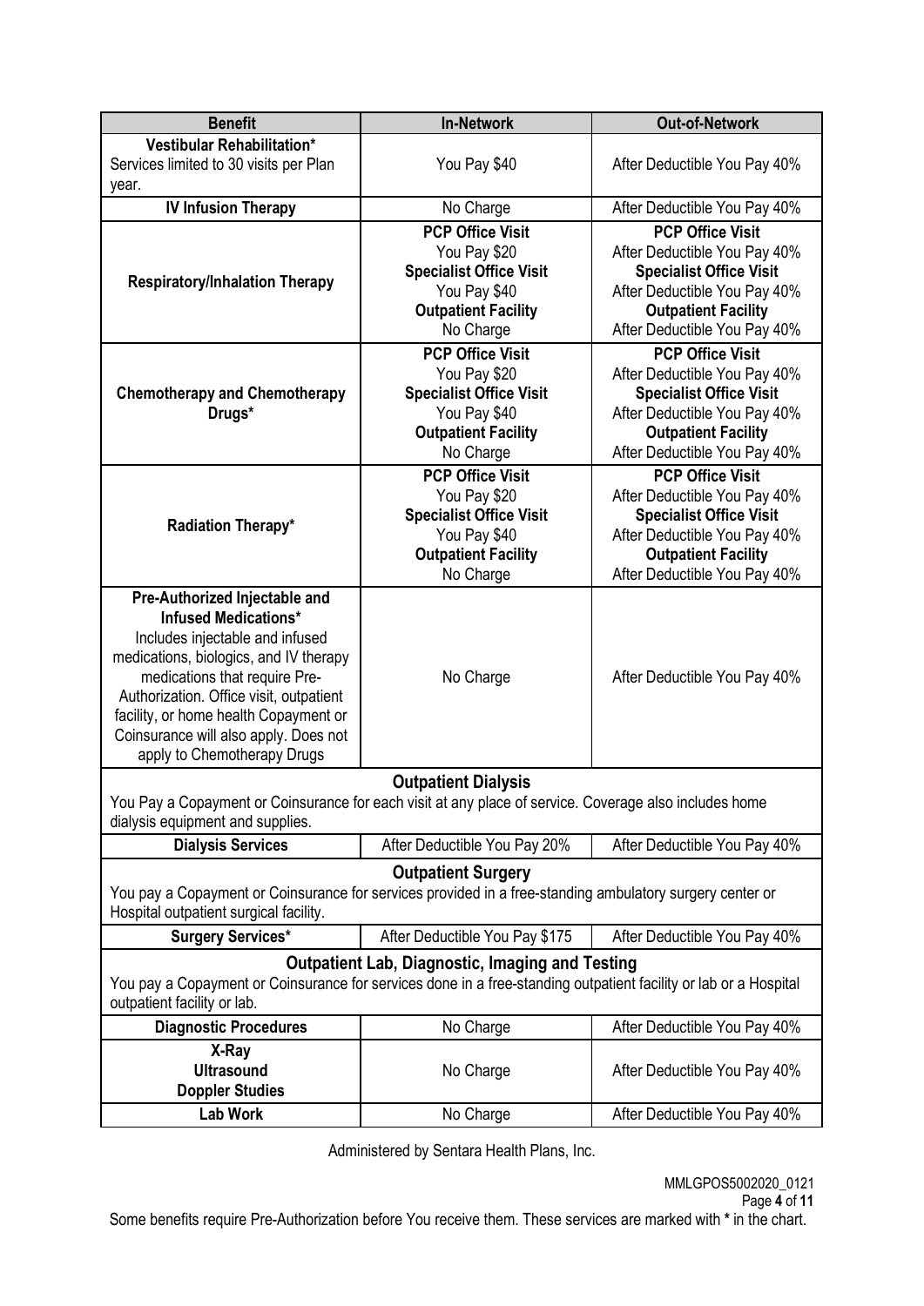| Benefit | In-Network | Out-of-Network |
|---|---|---|
| **Vestibular Rehabilitation*** Services limited to 30 visits per Plan year. | You Pay $40 | After Deductible You Pay 40% |
| **IV Infusion Therapy** | No Charge | After Deductible You Pay 40% |
| **Respiratory/Inhalation Therapy** | **PCP Office Visit** You Pay $20 **Specialist Office Visit** You Pay $40 **Outpatient Facility** No Charge | **PCP Office Visit** After Deductible You Pay 40% **Specialist Office Visit** After Deductible You Pay 40% **Outpatient Facility** After Deductible You Pay 40% |
| **Chemotherapy and Chemotherapy Drugs*** | **PCP Office Visit** You Pay $20 **Specialist Office Visit** You Pay $40 **Outpatient Facility** No Charge | **PCP Office Visit** After Deductible You Pay 40% **Specialist Office Visit** After Deductible You Pay 40% **Outpatient Facility** After Deductible You Pay 40% |
| **Radiation Therapy*** | **PCP Office Visit** You Pay $20 **Specialist Office Visit** You Pay $40 **Outpatient Facility** No Charge | **PCP Office Visit** After Deductible You Pay 40% **Specialist Office Visit** After Deductible You Pay 40% **Outpatient Facility** After Deductible You Pay 40% |
| **Pre-Authorized Injectable and Infused Medications*** Includes injectable and infused medications, biologics, and IV therapy medications that require Pre-Authorization. Office visit, outpatient facility, or home health Copayment or Coinsurance will also apply. Does not apply to Chemotherapy Drugs | No Charge | After Deductible You Pay 40% |
| **Outpatient Dialysis** You Pay a Copayment or Coinsurance for each visit at any place of service. Coverage also includes home dialysis equipment and supplies. | | |
| **Dialysis Services** | After Deductible You Pay 20% | After Deductible You Pay 40% |
| **Outpatient Surgery** You pay a Copayment or Coinsurance for services provided in a free-standing ambulatory surgery center or Hospital outpatient surgical facility. | | |
| **Surgery Services*** | After Deductible You Pay $175 | After Deductible You Pay 40% |
| **Outpatient Lab, Diagnostic, Imaging and Testing** You pay a Copayment or Coinsurance for services done in a free-standing outpatient facility or lab or a Hospital outpatient facility or lab. | | |
| **Diagnostic Procedures** | No Charge | After Deductible You Pay 40% |
| **X-Ray** **Ultrasound** **Doppler Studies** | No Charge | After Deductible You Pay 40% |
| **Lab Work** | No Charge | After Deductible You Pay 40% |

Administered by Sentara Health Plans, Inc.

MMLGPOS5002020_0121

Some benefits require Pre-Authorization before You receive them. These services are marked with * in the chart.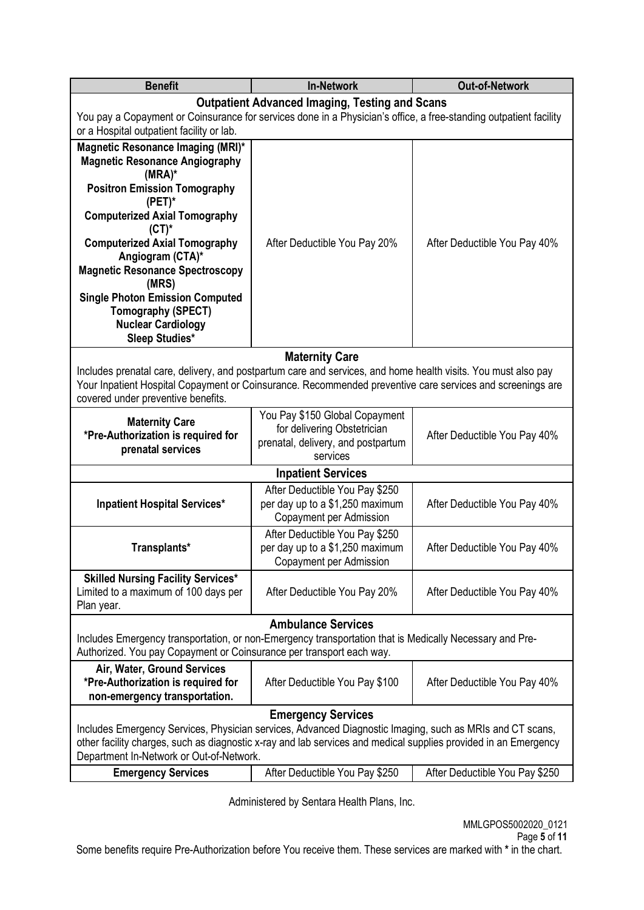| Benefit | In-Network | Out-of-Network |
|---|---|---|
| **Outpatient Advanced Imaging, Testing and Scans**<br>You pay a Copayment or Coinsurance for services done in a Physician's office, a free-standing outpatient facility or a Hospital outpatient facility or lab. | | |
| **Magnetic Resonance Imaging (MRI)***<br>**Magnetic Resonance Angiography (MRA)***<br>**Positron Emission Tomography (PET)***<br>**Computerized Axial Tomography (CT)***<br>**Computerized Axial Tomography Angiogram (CTA)***<br>**Magnetic Resonance Spectroscopy (MRS)**<br>**Single Photon Emission Computed Tomography (SPECT)**<br>**Nuclear Cardiology**<br>**Sleep Studies*** | After Deductible You Pay 20% | After Deductible You Pay 40% |
| **Maternity Care**<br>Includes prenatal care, delivery, and postpartum care and services, and home health visits. You must also pay Your Inpatient Hospital Copayment or Coinsurance. Recommended preventive care services and screenings are covered under preventive benefits. | | |
| **Maternity Care**<br>***Pre-Authorization is required for prenatal services** | You Pay $150 Global Copayment for delivering Obstetrician prenatal, delivery, and postpartum services | After Deductible You Pay 40% |
| **Inpatient Services** | | |
| **Inpatient Hospital Services*** | After Deductible You Pay $250 per day up to a $1,250 maximum Copayment per Admission | After Deductible You Pay 40% |
| **Transplants*** | After Deductible You Pay $250 per day up to a $1,250 maximum Copayment per Admission | After Deductible You Pay 40% |
| **Skilled Nursing Facility Services***<br>Limited to a maximum of 100 days per Plan year. | After Deductible You Pay 20% | After Deductible You Pay 40% |
| **Ambulance Services**<br>Includes Emergency transportation, or non-Emergency transportation that is Medically Necessary and Pre-Authorized. You pay Copayment or Coinsurance per transport each way. | | |
| **Air, Water, Ground Services**<br>***Pre-Authorization is required for non-emergency transportation.** | After Deductible You Pay $100 | After Deductible You Pay 40% |
| **Emergency Services**<br>Includes Emergency Services, Physician services, Advanced Diagnostic Imaging, such as MRIs and CT scans, other facility charges, such as diagnostic x-ray and lab services and medical supplies provided in an Emergency Department In-Network or Out-of-Network. | | |
| **Emergency Services** | After Deductible You Pay $250 | After Deductible You Pay $250 |

Administered by Sentara Health Plans, Inc.

MMLGPOS5002020_0121

Some benefits require Pre-Authorization before You receive them. These services are marked with * in the chart.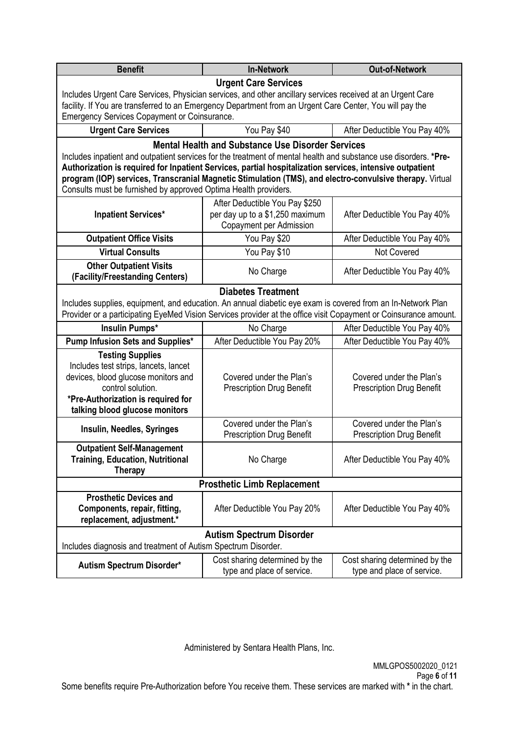| Benefit | In-Network | Out-of-Network |
|---|---|---|
| **Urgent Care Services** | | |
| Includes Urgent Care Services, Physician services, and other ancillary services received at an Urgent Care facility. If You are transferred to an Emergency Department from an Urgent Care Center, You will pay the Emergency Services Copayment or Coinsurance. | | |
| **Urgent Care Services** | You Pay $40 | After Deductible You Pay 40% |
| **Mental Health and Substance Use Disorder Services** | | |
| Includes inpatient and outpatient services for the treatment of mental health and substance use disorders. ***Pre-Authorization is required for Inpatient Services, partial hospitalization services, intensive outpatient program (IOP) services, Transcranial Magnetic Stimulation (TMS), and electro-convulsive therapy.** Virtual Consults must be furnished by approved Optima Health providers. | | |
| **Inpatient Services*** | After Deductible You Pay $250 per day up to a $1,250 maximum Copayment per Admission | After Deductible You Pay 40% |
| **Outpatient Office Visits** | You Pay $20 | After Deductible You Pay 40% |
| **Virtual Consults** | You Pay $10 | Not Covered |
| **Other Outpatient Visits (Facility/Freestanding Centers)** | No Charge | After Deductible You Pay 40% |
| **Diabetes Treatment** | | |
| Includes supplies, equipment, and education. An annual diabetic eye exam is covered from an In-Network Plan Provider or a participating EyeMed Vision Services provider at the office visit Copayment or Coinsurance amount. | | |
| **Insulin Pumps*** | No Charge | After Deductible You Pay 40% |
| **Pump Infusion Sets and Supplies*** | After Deductible You Pay 20% | After Deductible You Pay 40% |
| **Testing Supplies** Includes test strips, lancets, lancet devices, blood glucose monitors and control solution. ***Pre-Authorization is required for talking blood glucose monitors** | Covered under the Plan's Prescription Drug Benefit | Covered under the Plan's Prescription Drug Benefit |
| **Insulin, Needles, Syringes** | Covered under the Plan's Prescription Drug Benefit | Covered under the Plan's Prescription Drug Benefit |
| **Outpatient Self-Management Training, Education, Nutritional Therapy** | No Charge | After Deductible You Pay 40% |
| **Prosthetic Limb Replacement** | | |
| **Prosthetic Devices and Components, repair, fitting, replacement, adjustment.*** | After Deductible You Pay 20% | After Deductible You Pay 40% |
| **Autism Spectrum Disorder** | | |
| Includes diagnosis and treatment of Autism Spectrum Disorder. | | |
| **Autism Spectrum Disorder*** | Cost sharing determined by the type and place of service. | Cost sharing determined by the type and place of service. |

Administered by Sentara Health Plans, Inc.

MMLGPOS5002020_0121

Some benefits require Pre-Authorization before You receive them. These services are marked with * in the chart.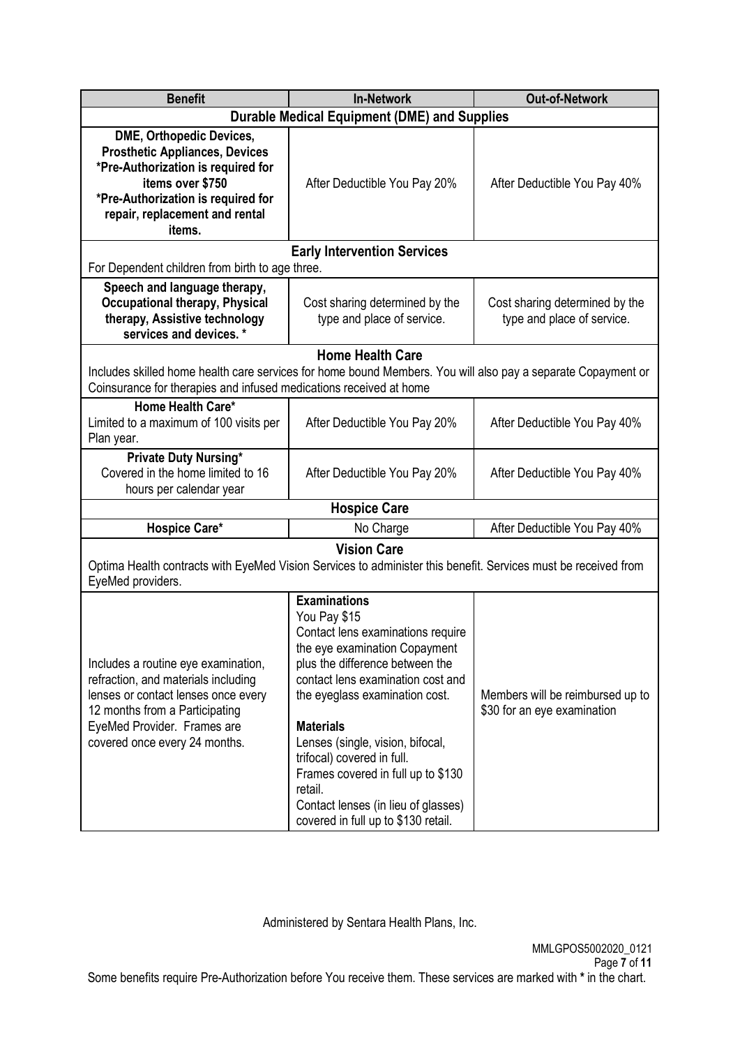| Benefit | In-Network | Out-of-Network |
|---|---|---|
| **Durable Medical Equipment (DME) and Supplies** | | |
| **DME, Orthopedic Devices, Prosthetic Appliances, Devices** **\*Pre-Authorization is required for items over $750** **\*Pre-Authorization is required for repair, replacement and rental items.** | After Deductible You Pay 20% | After Deductible You Pay 40% |
| **Early Intervention Services** For Dependent children from birth to age three. | | |
| **Speech and language therapy, Occupational therapy, Physical therapy, Assistive technology services and devices. \*** | Cost sharing determined by the type and place of service. | Cost sharing determined by the type and place of service. |
| **Home Health Care** Includes skilled home health care services for home bound Members. You will also pay a separate Copayment or Coinsurance for therapies and infused medications received at home | | |
| **Home Health Care\*** Limited to a maximum of 100 visits per Plan year. | After Deductible You Pay 20% | After Deductible You Pay 40% |
| **Private Duty Nursing\*** Covered in the home limited to 16 hours per calendar year | After Deductible You Pay 20% | After Deductible You Pay 40% |
| **Hospice Care** | | |
| **Hospice Care\*** | No Charge | After Deductible You Pay 40% |
| **Vision Care** Optima Health contracts with EyeMed Vision Services to administer this benefit. Services must be received from EyeMed providers. | | |
| Includes a routine eye examination, refraction, and materials including lenses or contact lenses once every 12 months from a Participating EyeMed Provider. Frames are covered once every 24 months. | **Examinations** You Pay $15 Contact lens examinations require the eye examination Copayment plus the difference between the contact lens examination cost and the eyeglass examination cost. **Materials** Lenses (single, vision, bifocal, trifocal) covered in full. Frames covered in full up to $130 retail. Contact lenses (in lieu of glasses) covered in full up to $130 retail. | Members will be reimbursed up to $30 for an eye examination |

Administered by Sentara Health Plans, Inc.

MMLGPOS5002020_0121

Some benefits require Pre-Authorization before You receive them. These services are marked with **\*** in the chart.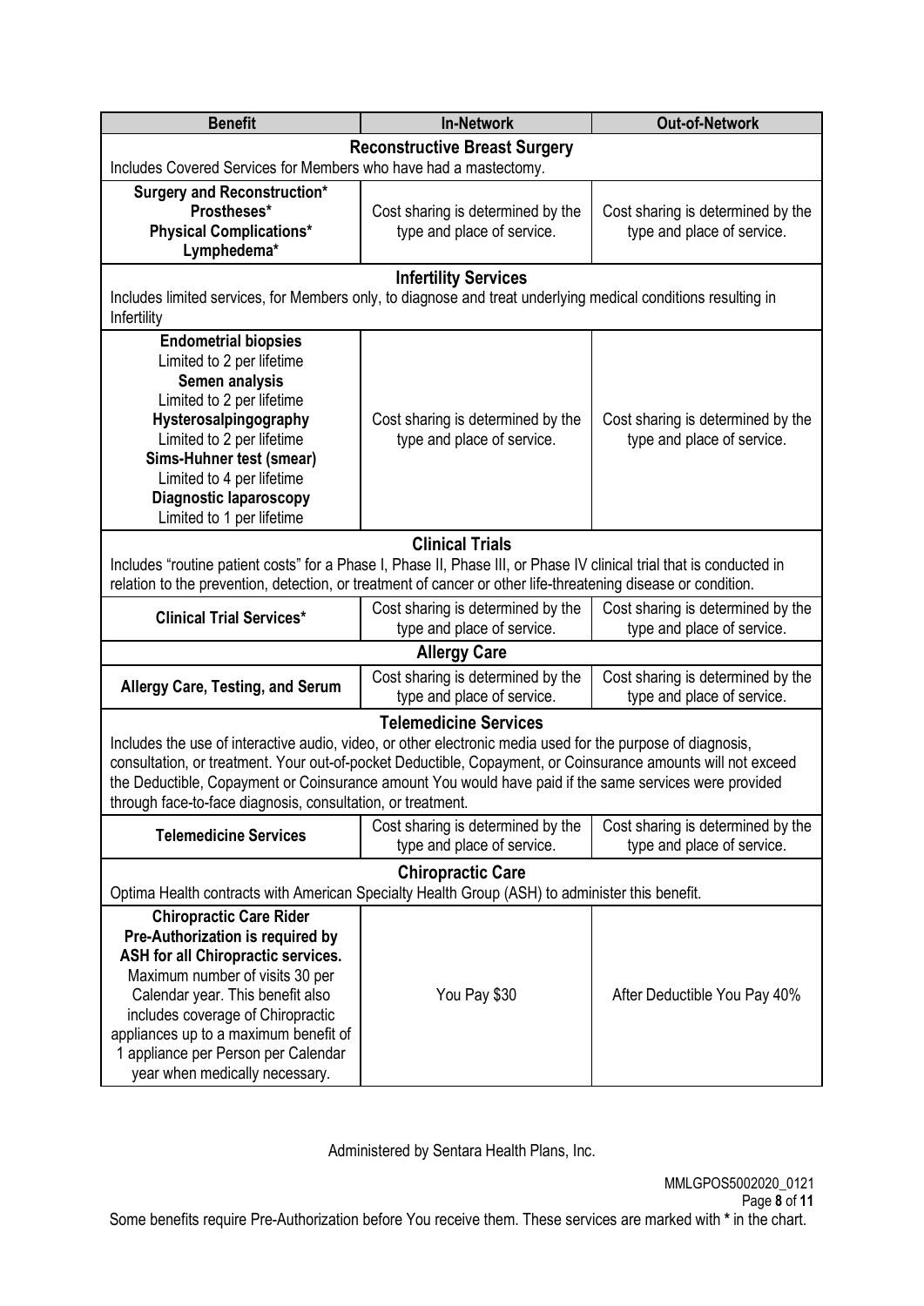| Benefit | In-Network | Out-of-Network |
|---|---|---|
| **Reconstructive Breast Surgery**<br>Includes Covered Services for Members who have had a mastectomy. | | |
| **Surgery and Reconstruction***<br>**Prostheses***<br>**Physical Complications***<br>**Lymphedema*** | Cost sharing is determined by the type and place of service. | Cost sharing is determined by the type and place of service. |
| **Infertility Services**<br>Includes limited services, for Members only, to diagnose and treat underlying medical conditions resulting in Infertility | | |
| **Endometrial biopsies**<br>Limited to 2 per lifetime<br>**Semen analysis**<br>Limited to 2 per lifetime<br>**Hysterosalpingography**<br>Limited to 2 per lifetime<br>**Sims-Huhner test (smear)**<br>Limited to 4 per lifetime<br>**Diagnostic laparoscopy**<br>Limited to 1 per lifetime | Cost sharing is determined by the type and place of service. | Cost sharing is determined by the type and place of service. |
| **Clinical Trials**<br>Includes "routine patient costs" for a Phase I, Phase II, Phase III, or Phase IV clinical trial that is conducted in relation to the prevention, detection, or treatment of cancer or other life-threatening disease or condition. | | |
| **Clinical Trial Services*** | Cost sharing is determined by the type and place of service. | Cost sharing is determined by the type and place of service. |
| **Allergy Care** | | |
| **Allergy Care, Testing, and Serum** | Cost sharing is determined by the type and place of service. | Cost sharing is determined by the type and place of service. |
| **Telemedicine Services**<br>Includes the use of interactive audio, video, or other electronic media used for the purpose of diagnosis, consultation, or treatment. Your out-of-pocket Deductible, Copayment, or Coinsurance amounts will not exceed the Deductible, Copayment or Coinsurance amount You would have paid if the same services were provided through face-to-face diagnosis, consultation, or treatment. | | |
| **Telemedicine Services** | Cost sharing is determined by the type and place of service. | Cost sharing is determined by the type and place of service. |
| **Chiropractic Care**<br>Optima Health contracts with American Specialty Health Group (ASH) to administer this benefit. | | |
| **Chiropractic Care Rider**<br>**Pre-Authorization is required by ASH for all Chiropractic services.**<br>Maximum number of visits 30 per Calendar year. This benefit also includes coverage of Chiropractic appliances up to a maximum benefit of 1 appliance per Person per Calendar year when medically necessary. | You Pay $30 | After Deductible You Pay 40% |

Administered by Sentara Health Plans, Inc.

MMLGPOS5002020_0121

Some benefits require Pre-Authorization before You receive them. These services are marked with * in the chart.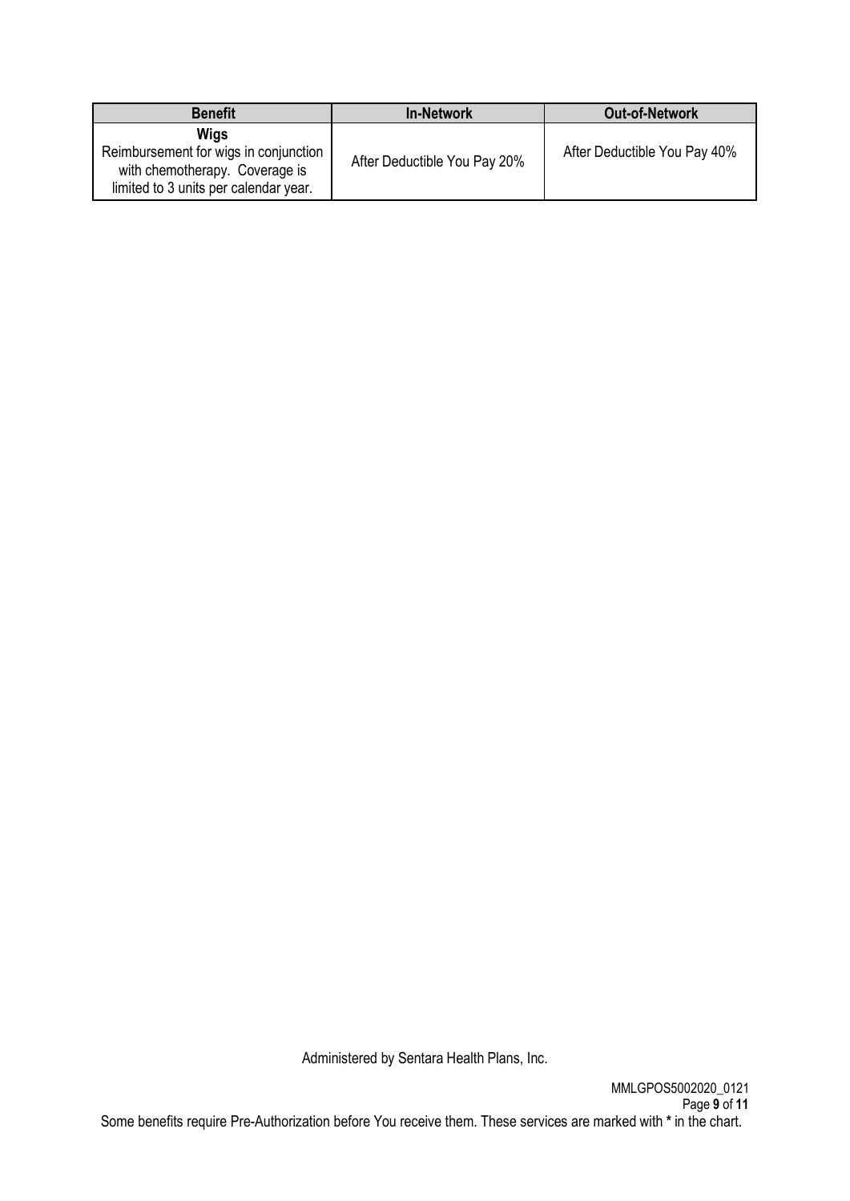| Benefit | In-Network | Out-of-Network |
| --- | --- | --- |
| **Wigs**<br>Reimbursement for wigs in conjunction with chemotherapy. Coverage is limited to 3 units per calendar year. | After Deductible You Pay 20% | After Deductible You Pay 40% |

Administered by Sentara Health Plans, Inc.

MMLGPOS5002020_0121

Some benefits require Pre-Authorization before You receive them. These services are marked with * in the chart.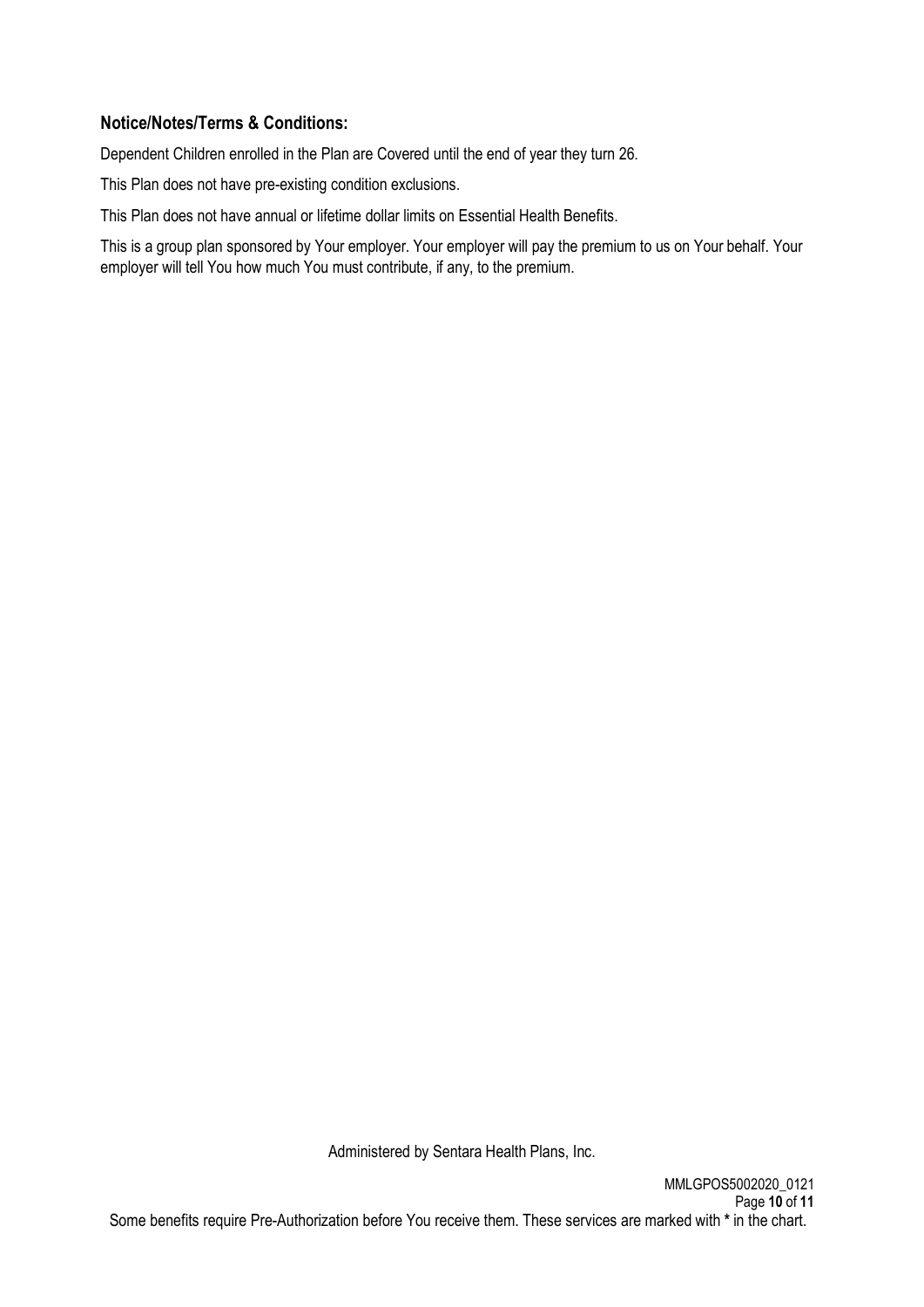### Notice/Notes/Terms & Conditions:

Dependent Children enrolled in the Plan are Covered until the end of year they turn 26.

This Plan does not have pre-existing condition exclusions.

This Plan does not have annual or lifetime dollar limits on Essential Health Benefits.

This is a group plan sponsored by Your employer. Your employer will pay the premium to us on Your behalf. Your employer will tell You how much You must contribute, if any, to the premium.

Administered by Sentara Health Plans, Inc.

MMLGPOS5002020_0121

Some benefits require Pre-Authorization before You receive them. These services are marked with * in the chart.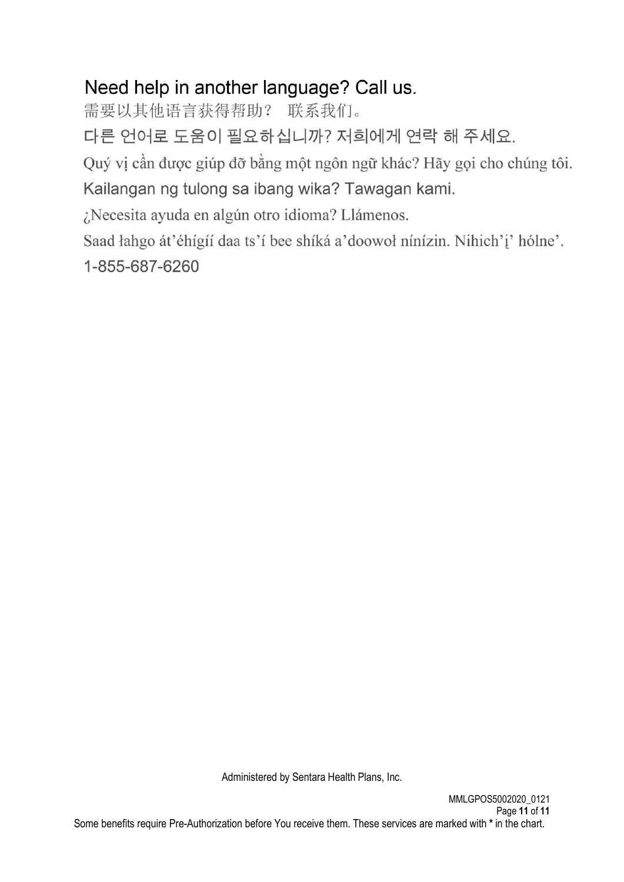## Need help in another language? Call us.

需要以其他语言获得帮助？ 联系我们。

다른 언어로 도움이 필요하십니까? 저희에게 연락 해 주세요.

Quý vị cần được giúp đỡ bằng một ngôn ngữ khác? Hãy gọi cho chúng tôi.

Kailangan ng tulong sa ibang wika? Tawagan kami.

¿Necesita ayuda en algún otro idioma? Llámenos.

Saad łahgo át'éhígíí daa ts'í bee shíká a'doowoł nínízin. Nihich'į' hólne'.

1-855-687-6260

Administered by Sentara Health Plans, Inc.

MMLGPOS5002020_0121

Some benefits require Pre-Authorization before You receive them. These services are marked with * in the chart.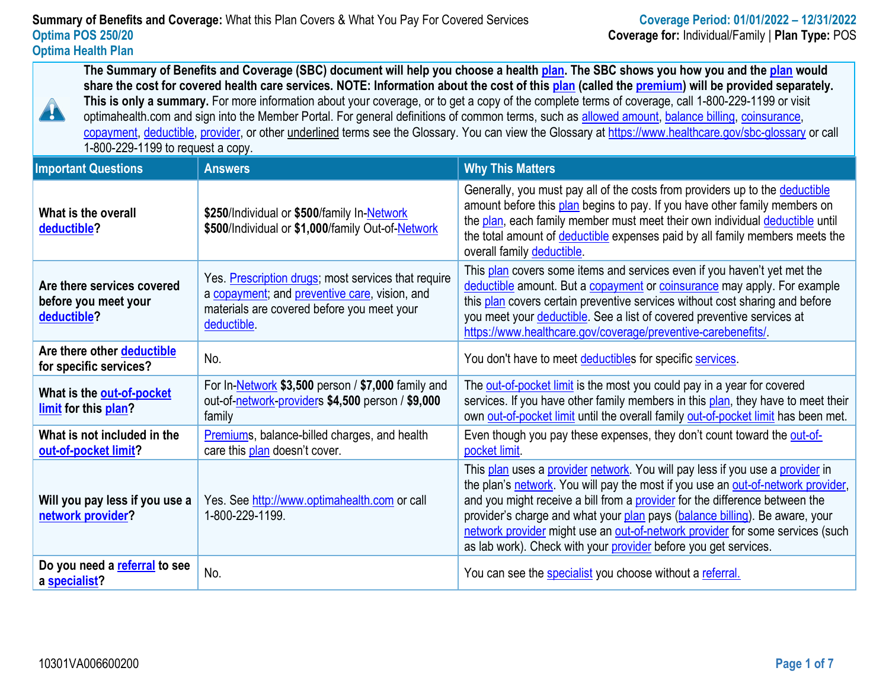**Summary of Benefits and Coverage:** What this Plan Covers & What You Pay For Covered Services
**Coverage Period: 01/01/2022 – 12/31/2022**
**Optima POS 250/20**
**Coverage for:** Individual/Family | **Plan Type:** POS
**Optima Health Plan**

**The Summary of Benefits and Coverage (SBC) document will help you choose a health plan. The SBC shows you how you and the plan would share the cost for covered health care services. NOTE: Information about the cost of this plan (called the premium) will be provided separately. This is only a summary.** For more information about your coverage, or to get a copy of the complete terms of coverage, call 1-800-229-1199 or visit optimahealth.com and sign into the Member Portal. For general definitions of common terms, such as allowed amount, balance billing, coinsurance, copayment, deductible, provider, or other underlined terms see the Glossary. You can view the Glossary at https://www.healthcare.gov/sbc-glossary or call 1-800-229-1199 to request a copy.

| Important Questions | Answers | Why This Matters |
|---|---|---|
| **What is the overall deductible?** | **$250**/Individual or **$500**/family In-Network<br>**$500**/Individual or **$1,000**/family Out-of-Network | Generally, you must pay all of the costs from providers up to the deductible amount before this plan begins to pay. If you have other family members on the plan, each family member must meet their own individual deductible until the total amount of deductible expenses paid by all family members meets the overall family deductible. |
| **Are there services covered before you meet your deductible?** | Yes. Prescription drugs; most services that require a copayment; and preventive care, vision, and materials are covered before you meet your deductible. | This plan covers some items and services even if you haven't yet met the deductible amount. But a copayment or coinsurance may apply. For example this plan covers certain preventive services without cost sharing and before you meet your deductible. See a list of covered preventive services at https://www.healthcare.gov/coverage/preventive-carebenefits/. |
| **Are there other deductible for specific services?** | No. | You don't have to meet deductibles for specific services. |
| **What is the out-of-pocket limit for this plan?** | For In-Network **$3,500** person / **$7,000** family and out-of-network-providers **$4,500** person / **$9,000** family | The out-of-pocket limit is the most you could pay in a year for covered services. If you have other family members in this plan, they have to meet their own out-of-pocket limit until the overall family out-of-pocket limit has been met. |
| **What is not included in the out-of-pocket limit?** | Premiums, balance-billed charges, and health care this plan doesn't cover. | Even though you pay these expenses, they don't count toward the out-of-pocket limit. |
| **Will you pay less if you use a network provider?** | Yes. See http://www.optimahealth.com or call 1-800-229-1199. | This plan uses a provider network. You will pay less if you use a provider in the plan's network. You will pay the most if you use an out-of-network provider, and you might receive a bill from a provider for the difference between the provider's charge and what your plan pays (balance billing). Be aware, your network provider might use an out-of-network provider for some services (such as lab work). Check with your provider before you get services. |
| **Do you need a referral to see a specialist?** | No. | You can see the specialist you choose without a referral. |

10301VA006600200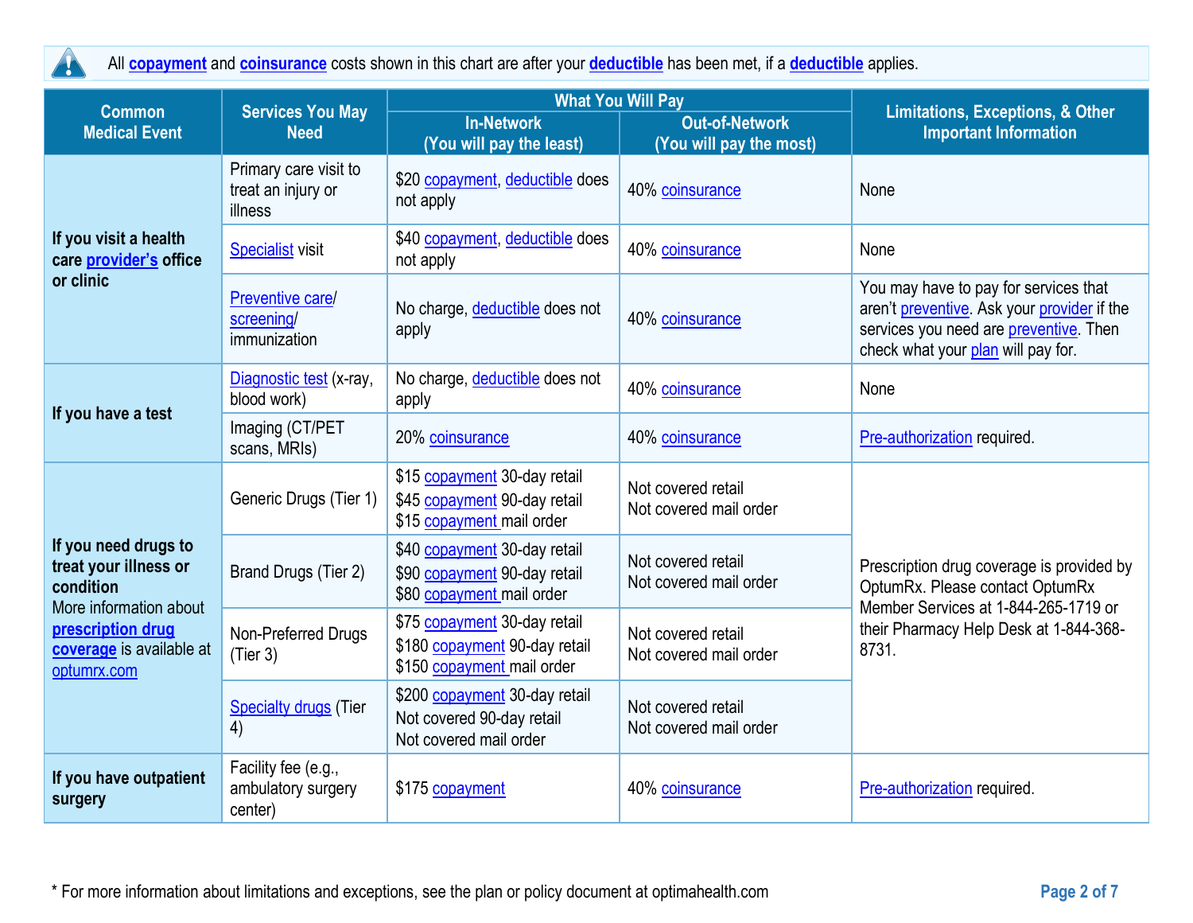All **copayment** and **coinsurance** costs shown in this chart are after your **deductible** has been met, if a **deductible** applies.

| Common Medical Event | Services You May Need | What You Will Pay | | Limitations, Exceptions, & Other Important Information |
|---|---|---|---|---|
| | | In-Network (You will pay the least) | Out-of-Network (You will pay the most) | |
| **If you visit a health care provider's office or clinic** | Primary care visit to treat an injury or illness | $20 copayment, deductible does not apply | 40% coinsurance | None |
| | Specialist visit | $40 copayment, deductible does not apply | 40% coinsurance | None |
| | Preventive care/ screening/ immunization | No charge, deductible does not apply | 40% coinsurance | You may have to pay for services that aren't preventive. Ask your provider if the services you need are preventive. Then check what your plan will pay for. |
| **If you have a test** | Diagnostic test (x-ray, blood work) | No charge, deductible does not apply | 40% coinsurance | None |
| | Imaging (CT/PET scans, MRIs) | 20% coinsurance | 40% coinsurance | Pre-authorization required. |
| **If you need drugs to treat your illness or condition** More information about **prescription drug coverage** is available at optumrx.com | Generic Drugs (Tier 1) | $15 copayment 30-day retail<br>$45 copayment 90-day retail<br>$15 copayment mail order | Not covered retail<br>Not covered mail order | Prescription drug coverage is provided by OptumRx. Please contact OptumRx Member Services at 1-844-265-1719 or their Pharmacy Help Desk at 1-844-368-8731. |
| | Brand Drugs (Tier 2) | $40 copayment 30-day retail<br>$90 copayment 90-day retail<br>$80 copayment mail order | Not covered retail<br>Not covered mail order | |
| | Non-Preferred Drugs (Tier 3) | $75 copayment 30-day retail<br>$180 copayment 90-day retail<br>$150 copayment mail order | Not covered retail<br>Not covered mail order | |
| | Specialty drugs (Tier 4) | $200 copayment 30-day retail<br>Not covered 90-day retail<br>Not covered mail order | Not covered retail<br>Not covered mail order | |
| **If you have outpatient surgery** | Facility fee (e.g., ambulatory surgery center) | $175 copayment | 40% coinsurance | Pre-authorization required. |

* For more information about limitations and exceptions, see the plan or policy document at optimahealth.com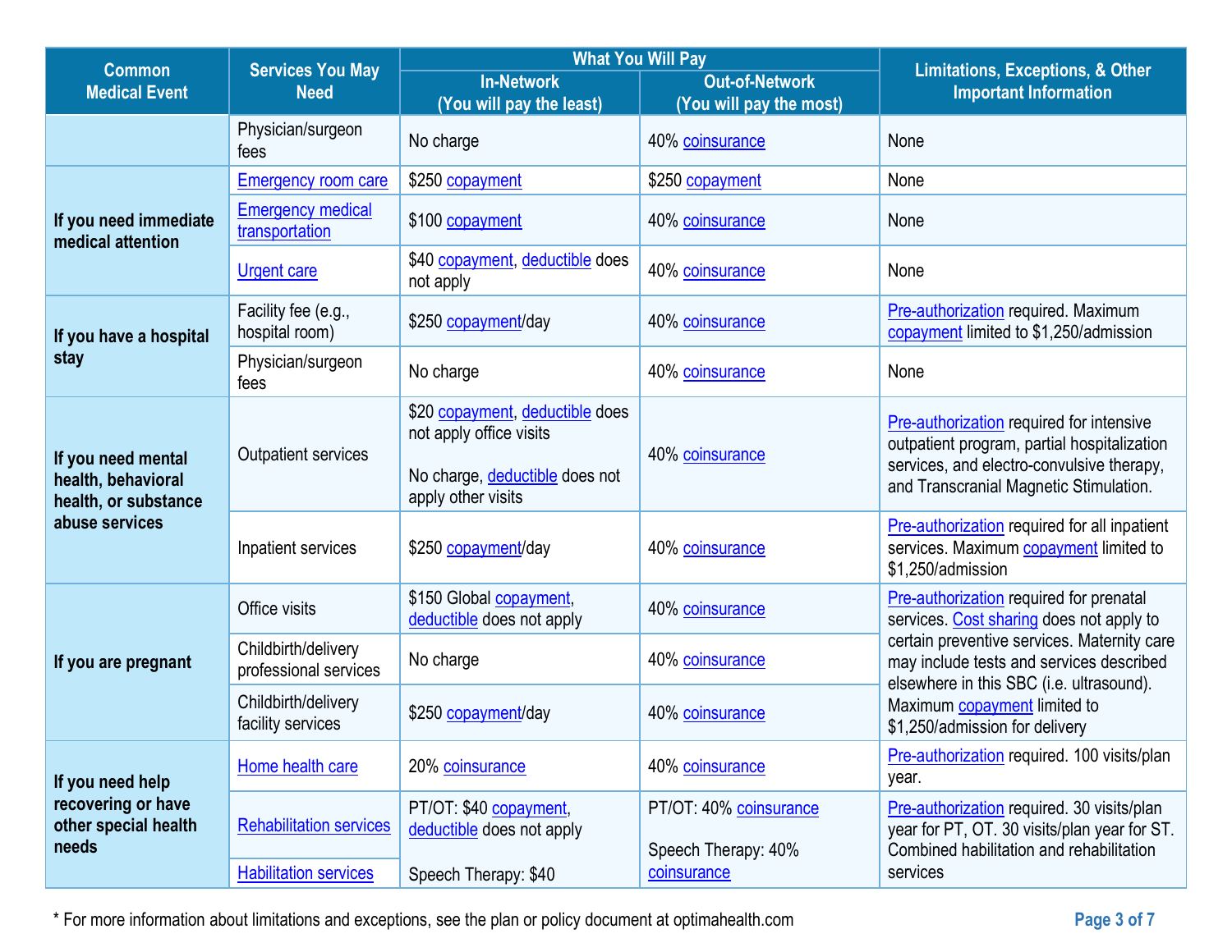| Common Medical Event | Services You May Need | What You Will Pay | | Limitations, Exceptions, & Other Important Information |
|---|---|---|---|---|
| | | In-Network (You will pay the least) | Out-of-Network (You will pay the most) | |
| | Physician/surgeon fees | No charge | 40% coinsurance | None |
| If you need immediate medical attention | Emergency room care | $250 copayment | $250 copayment | None |
| | Emergency medical transportation | $100 copayment | 40% coinsurance | None |
| | Urgent care | $40 copayment, deductible does not apply | 40% coinsurance | None |
| If you have a hospital stay | Facility fee (e.g., hospital room) | $250 copayment/day | 40% coinsurance | Pre-authorization required. Maximum copayment limited to $1,250/admission |
| | Physician/surgeon fees | No charge | 40% coinsurance | None |
| If you need mental health, behavioral health, or substance abuse services | Outpatient services | $20 copayment, deductible does not apply office visits<br><br>No charge, deductible does not apply other visits | 40% coinsurance | Pre-authorization required for intensive outpatient program, partial hospitalization services, and electro-convulsive therapy, and Transcranial Magnetic Stimulation. |
| | Inpatient services | $250 copayment/day | 40% coinsurance | Pre-authorization required for all inpatient services. Maximum copayment limited to $1,250/admission |
| If you are pregnant | Office visits | $150 Global copayment, deductible does not apply | 40% coinsurance | Pre-authorization required for prenatal services. Cost sharing does not apply to certain preventive services. Maternity care may include tests and services described elsewhere in this SBC (i.e. ultrasound). Maximum copayment limited to $1,250/admission for delivery |
| | Childbirth/delivery professional services | No charge | 40% coinsurance | |
| | Childbirth/delivery facility services | $250 copayment/day | 40% coinsurance | |
| If you need help recovering or have other special health needs | Home health care | 20% coinsurance | 40% coinsurance | Pre-authorization required. 100 visits/plan year. |
| | Rehabilitation services | PT/OT: $40 copayment, deductible does not apply<br><br>Speech Therapy: $40 | PT/OT: 40% coinsurance<br><br>Speech Therapy: 40% coinsurance | Pre-authorization required. 30 visits/plan year for PT, OT. 30 visits/plan year for ST. Combined habilitation and rehabilitation services |
| | Habilitation services | | | |

* For more information about limitations and exceptions, see the plan or policy document at optimahealth.com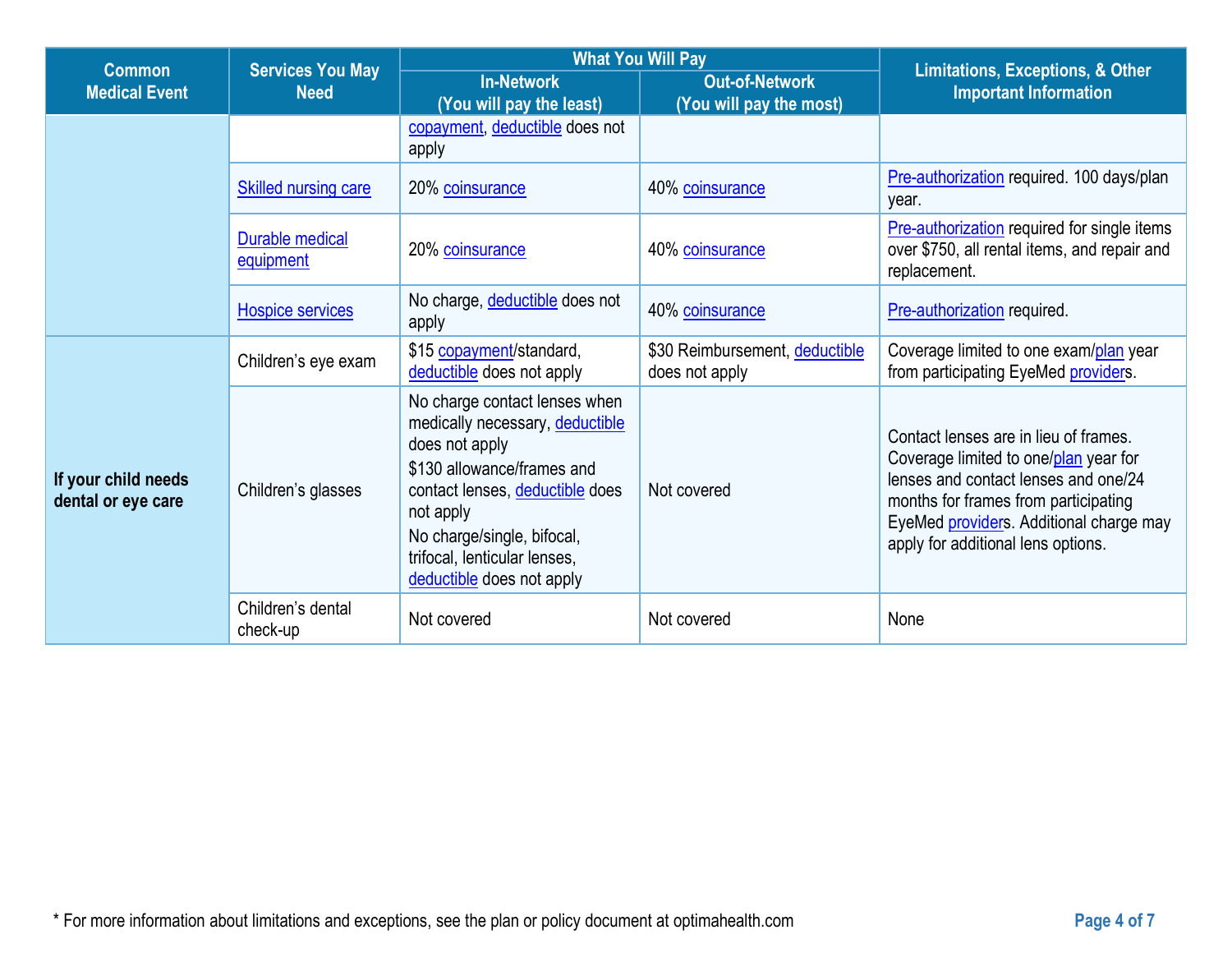| Common Medical Event | Services You May Need | What You Will Pay | | Limitations, Exceptions, & Other Important Information |
|---|---|---|---|---|
| | | In-Network (You will pay the least) | Out-of-Network (You will pay the most) | |
| | | copayment, deductible does not apply | | |
| | Skilled nursing care | 20% coinsurance | 40% coinsurance | Pre-authorization required. 100 days/plan year. |
| | Durable medical equipment | 20% coinsurance | 40% coinsurance | Pre-authorization required for single items over $750, all rental items, and repair and replacement. |
| | Hospice services | No charge, deductible does not apply | 40% coinsurance | Pre-authorization required. |
| **If your child needs dental or eye care** | Children's eye exam | $15 copayment/standard, deductible does not apply | $30 Reimbursement, deductible does not apply | Coverage limited to one exam/plan year from participating EyeMed providers. |
| | Children's glasses | No charge contact lenses when medically necessary, deductible does not apply<br>$130 allowance/frames and contact lenses, deductible does not apply<br>No charge/single, bifocal, trifocal, lenticular lenses, deductible does not apply | Not covered | Contact lenses are in lieu of frames. Coverage limited to one/plan year for lenses and contact lenses and one/24 months for frames from participating EyeMed providers. Additional charge may apply for additional lens options. |
| | Children's dental check-up | Not covered | Not covered | None |

* For more information about limitations and exceptions, see the plan or policy document at optimahealth.com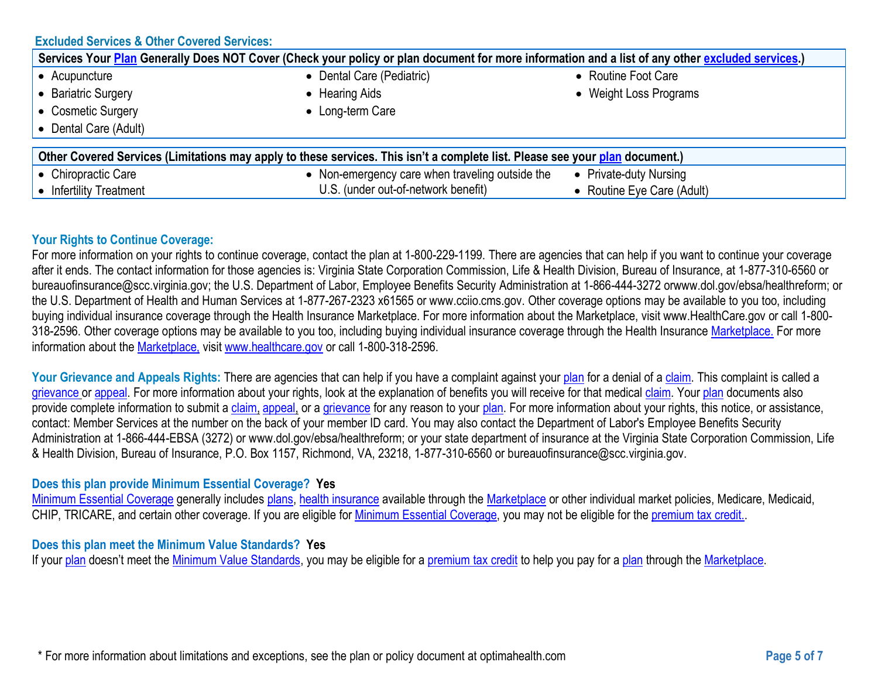## Excluded Services & Other Covered Services:

| Services Your Plan Generally Does NOT Cover (Check your policy or plan document for more information and a list of any other excluded services.) | | |
|---|---|---|
| • Acupuncture<br>• Bariatric Surgery<br>• Cosmetic Surgery<br>• Dental Care (Adult) | • Dental Care (Pediatric)<br>• Hearing Aids<br>• Long-term Care | • Routine Foot Care<br>• Weight Loss Programs |

| Other Covered Services (Limitations may apply to these services. This isn't a complete list. Please see your plan document.) | | |
|---|---|---|
| • Chiropractic Care<br>• Infertility Treatment | • Non-emergency care when traveling outside the U.S. (under out-of-network benefit) | • Private-duty Nursing<br>• Routine Eye Care (Adult) |

### Your Rights to Continue Coverage:

For more information on your rights to continue coverage, contact the plan at 1-800-229-1199. There are agencies that can help if you want to continue your coverage after it ends. The contact information for those agencies is: Virginia State Corporation Commission, Life & Health Division, Bureau of Insurance, at 1-877-310-6560 or bureauofinsurance@scc.virginia.gov; the U.S. Department of Labor, Employee Benefits Security Administration at 1-866-444-3272 orwww.dol.gov/ebsa/healthreform; or the U.S. Department of Health and Human Services at 1-877-267-2323 x61565 or www.cciio.cms.gov. Other coverage options may be available to you too, including buying individual insurance coverage through the Health Insurance Marketplace. For more information about the Marketplace, visit www.HealthCare.gov or call 1-800-318-2596. Other coverage options may be available to you too, including buying individual insurance coverage through the Health Insurance Marketplace. For more information about the Marketplace, visit www.healthcare.gov or call 1-800-318-2596.

**Your Grievance and Appeals Rights:** There are agencies that can help if you have a complaint against your plan for a denial of a claim. This complaint is called a grievance or appeal. For more information about your rights, look at the explanation of benefits you will receive for that medical claim. Your plan documents also provide complete information to submit a claim, appeal, or a grievance for any reason to your plan. For more information about your rights, this notice, or assistance, contact: Member Services at the number on the back of your member ID card. You may also contact the Department of Labor's Employee Benefits Security Administration at 1-866-444-EBSA (3272) or www.dol.gov/ebsa/healthreform; or your state department of insurance at the Virginia State Corporation Commission, Life & Health Division, Bureau of Insurance, P.O. Box 1157, Richmond, VA, 23218, 1-877-310-6560 or bureauofinsurance@scc.virginia.gov.

### Does this plan provide Minimum Essential Coverage? Yes

Minimum Essential Coverage generally includes plans, health insurance available through the Marketplace or other individual market policies, Medicare, Medicaid, CHIP, TRICARE, and certain other coverage. If you are eligible for Minimum Essential Coverage, you may not be eligible for the premium tax credit..

### Does this plan meet the Minimum Value Standards? Yes

If your plan doesn't meet the Minimum Value Standards, you may be eligible for a premium tax credit to help you pay for a plan through the Marketplace.

* For more information about limitations and exceptions, see the plan or policy document at optimahealth.com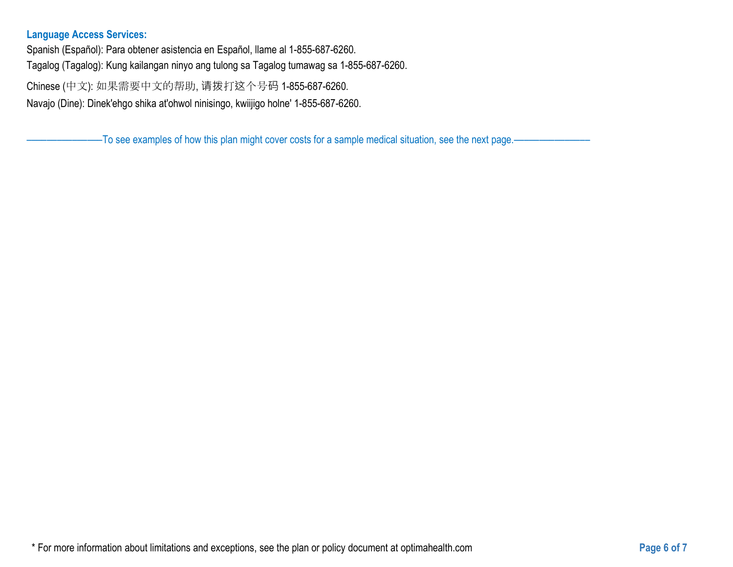**Language Access Services:**

Spanish (Español): Para obtener asistencia en Español, llame al 1-855-687-6260.

Tagalog (Tagalog): Kung kailangan ninyo ang tulong sa Tagalog tumawag sa 1-855-687-6260.

Chinese (中文): 如果需要中文的帮助, 请拨打这个号码 1-855-687-6260.

Navajo (Dine): Dinek'ehgo shika at'ohwol ninisingo, kwiijigo holne' 1-855-687-6260.

———————To see examples of how this plan might cover costs for a sample medical situation, see the next page.———————

* For more information about limitations and exceptions, see the plan or policy document at optimahealth.com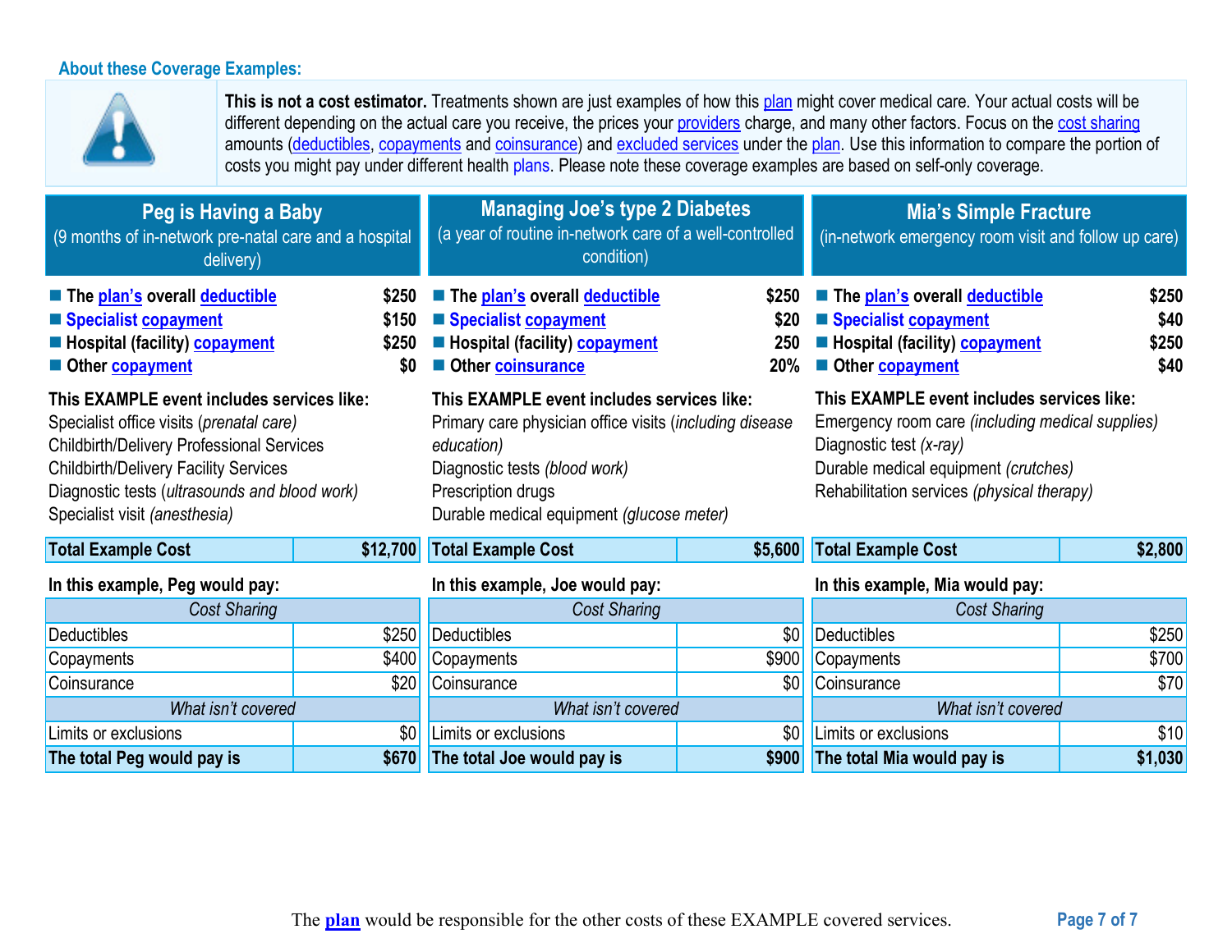## About these Coverage Examples:

**This is not a cost estimator.** Treatments shown are just examples of how this plan might cover medical care. Your actual costs will be different depending on the actual care you receive, the prices your providers charge, and many other factors. Focus on the cost sharing amounts (deductibles, copayments and coinsurance) and excluded services under the plan. Use this information to compare the portion of costs you might pay under different health plans. Please note these coverage examples are based on self-only coverage.

### Peg is Having a Baby
(9 months of in-network pre-natal care and a hospital delivery)

| | |
|---|---|
| **The plan's overall deductible** | **$250** |
| **Specialist copayment** | **$150** |
| **Hospital (facility) copayment** | **$250** |
| **Other copayment** | **$0** |

**This EXAMPLE event includes services like:**
Specialist office visits (*prenatal care)*
Childbirth/Delivery Professional Services
Childbirth/Delivery Facility Services
Diagnostic tests (*ultrasounds and blood work)*
Specialist visit *(anesthesia)*

| **Total Example Cost** | **$12,700** |
|---|---|

**In this example, Peg would pay:**

| *Cost Sharing* | |
|---|---|
| Deductibles | $250 |
| Copayments | $400 |
| Coinsurance | $20 |
| *What isn't covered* | |
| Limits or exclusions | $0 |
| **The total Peg would pay is** | **$670** |

### Managing Joe's type 2 Diabetes
(a year of routine in-network care of a well-controlled condition)

| | |
|---|---|
| **The plan's overall deductible** | **$250** |
| **Specialist copayment** | **$20** |
| **Hospital (facility) copayment** | **250** |
| **Other coinsurance** | **20%** |

**This EXAMPLE event includes services like:**
Primary care physician office visits (*including disease education)*
Diagnostic tests *(blood work)*
Prescription drugs
Durable medical equipment *(glucose meter)*

| **Total Example Cost** | **$5,600** |
|---|---|

**In this example, Joe would pay:**

| *Cost Sharing* | |
|---|---|
| Deductibles | $0 |
| Copayments | $900 |
| Coinsurance | $0 |
| *What isn't covered* | |
| Limits or exclusions | $0 |
| **The total Joe would pay is** | **$900** |

### Mia's Simple Fracture
(in-network emergency room visit and follow up care)

| | |
|---|---|
| **The plan's overall deductible** | **$250** |
| **Specialist copayment** | **$40** |
| **Hospital (facility) copayment** | **$250** |
| **Other copayment** | **$40** |

**This EXAMPLE event includes services like:**
Emergency room care *(including medical supplies)*
Diagnostic test *(x-ray)*
Durable medical equipment *(crutches)*
Rehabilitation services *(physical therapy)*

| **Total Example Cost** | **$2,800** |
|---|---|

**In this example, Mia would pay:**

| *Cost Sharing* | |
|---|---|
| Deductibles | $250 |
| Copayments | $700 |
| Coinsurance | $70 |
| *What isn't covered* | |
| Limits or exclusions | $10 |
| **The total Mia would pay is** | **$1,030** |

The **plan** would be responsible for the other costs of these EXAMPLE covered services.